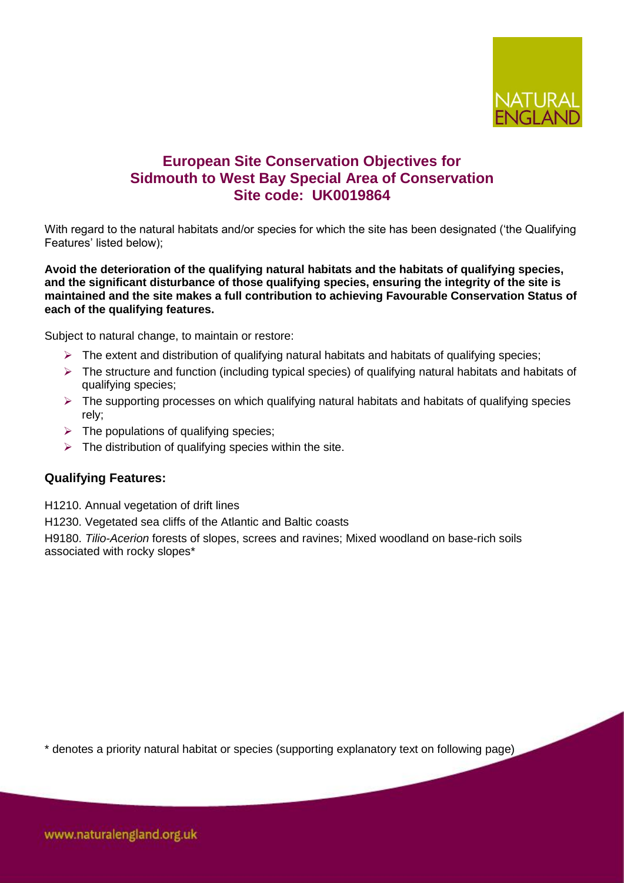# European Site Conservation Objectives for Sidmouth to West Bay Special Area of Conservation Site code: UK0019864

With regard to the natural habitats and/or species for which the site has been designated ('the Qualifying Features' listed below);

**Avoid the deterioration of the qualifying natural habitats and the habitats of qualifying species, and the significant disturbance of those qualifying species, ensuring the integrity of the site is maintained and the site makes a full contribution to achieving Favourable Conservation Status of each of the qualifying features.**

Subject to natural change, to maintain or restore:

- The extent and distribution of qualifying natural habitats and habitats of qualifying species;
- The structure and function (including typical species) of qualifying natural habitats and habitats of qualifying species;
- The supporting processes on which qualifying natural habitats and habitats of qualifying species rely;
- The populations of qualifying species;
- The distribution of qualifying species within the site.

## Qualifying Features:

H1210. Annual vegetation of drift lines

H1230. Vegetated sea cliffs of the Atlantic and Baltic coasts

H9180. *Tilio-Acerion* forests of slopes, screes and ravines; Mixed woodland on base-rich soils associated with rocky slopes*

* denotes a priority natural habitat or species (supporting explanatory text on following page)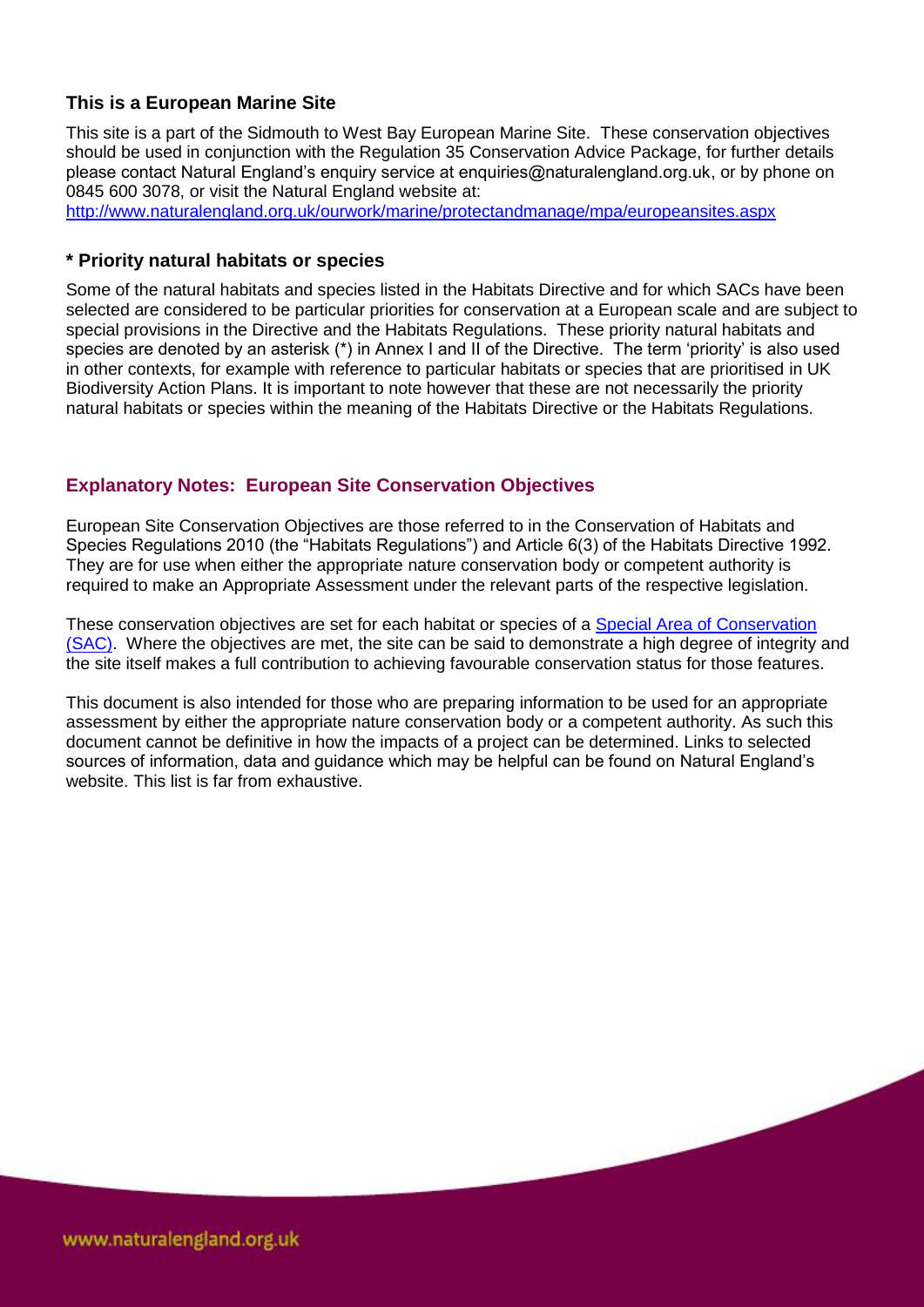### This is a European Marine Site

This site is a part of the Sidmouth to West Bay European Marine Site. These conservation objectives should be used in conjunction with the Regulation 35 Conservation Advice Package, for further details please contact Natural England's enquiry service at enquiries@naturalengland.org.uk, or by phone on 0845 600 3078, or visit the Natural England website at:
[http://www.naturalengland.org.uk/ourwork/marine/protectandmanage/mpa/europeansites.aspx](http://www.naturalengland.org.uk/ourwork/marine/protectandmanage/mpa/europeansites.aspx)

### * Priority natural habitats or species

Some of the natural habitats and species listed in the Habitats Directive and for which SACs have been selected are considered to be particular priorities for conservation at a European scale and are subject to special provisions in the Directive and the Habitats Regulations. These priority natural habitats and species are denoted by an asterisk (*) in Annex I and II of the Directive. The term 'priority' is also used in other contexts, for example with reference to particular habitats or species that are prioritised in UK Biodiversity Action Plans. It is important to note however that these are not necessarily the priority natural habitats or species within the meaning of the Habitats Directive or the Habitats Regulations.

## Explanatory Notes: European Site Conservation Objectives

European Site Conservation Objectives are those referred to in the Conservation of Habitats and Species Regulations 2010 (the "Habitats Regulations") and Article 6(3) of the Habitats Directive 1992. They are for use when either the appropriate nature conservation body or competent authority is required to make an Appropriate Assessment under the relevant parts of the respective legislation.

These conservation objectives are set for each habitat or species of a Special Area of Conservation (SAC). Where the objectives are met, the site can be said to demonstrate a high degree of integrity and the site itself makes a full contribution to achieving favourable conservation status for those features.

This document is also intended for those who are preparing information to be used for an appropriate assessment by either the appropriate nature conservation body or a competent authority. As such this document cannot be definitive in how the impacts of a project can be determined. Links to selected sources of information, data and guidance which may be helpful can be found on Natural England's website. This list is far from exhaustive.